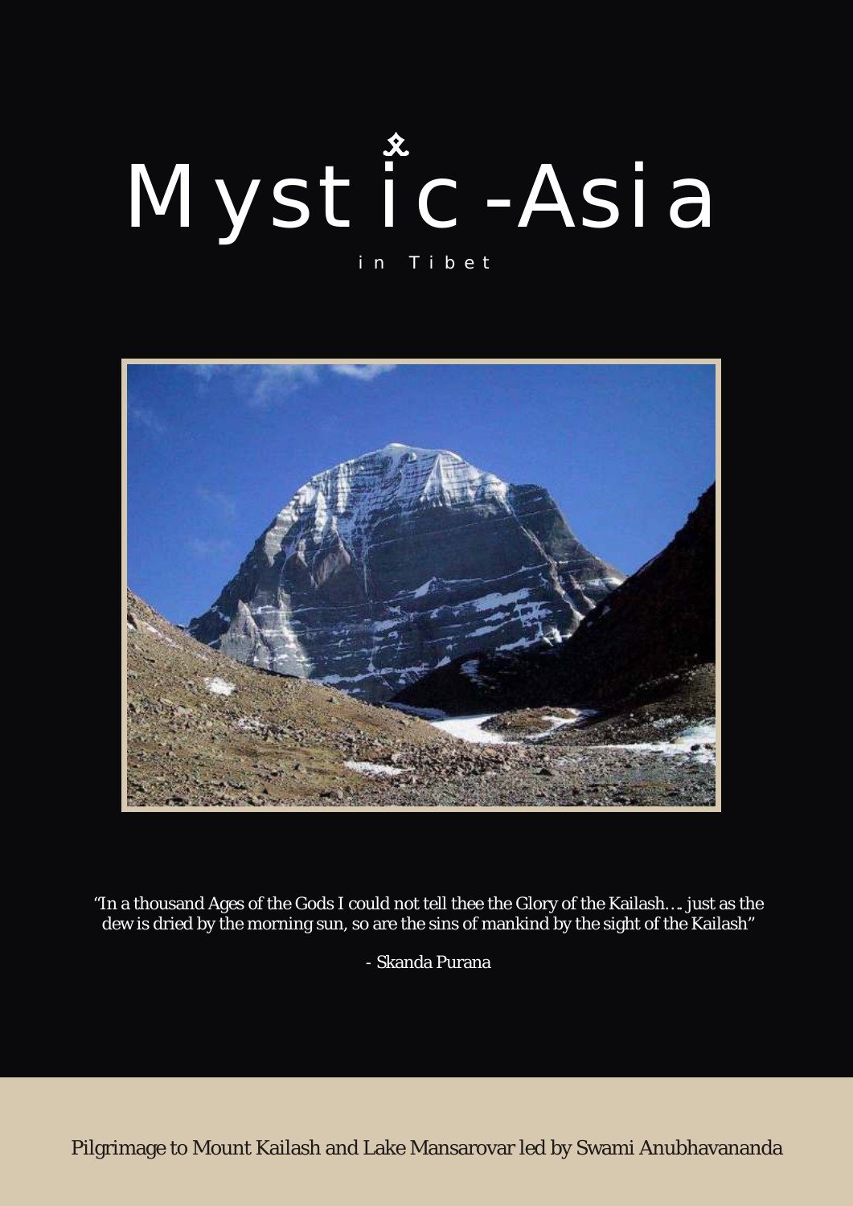# Mystic-Asia

in Tibet

"In a thousand Ages of the Gods I could not tell thee the Glory of the Kailash…. just as the dew is dried by the morning sun, so are the sins of mankind by the sight of the Kailash"

- Skanda Purana

Pilgrimage to Mount Kailash and Lake Mansarovar led by Swami Anubhavananda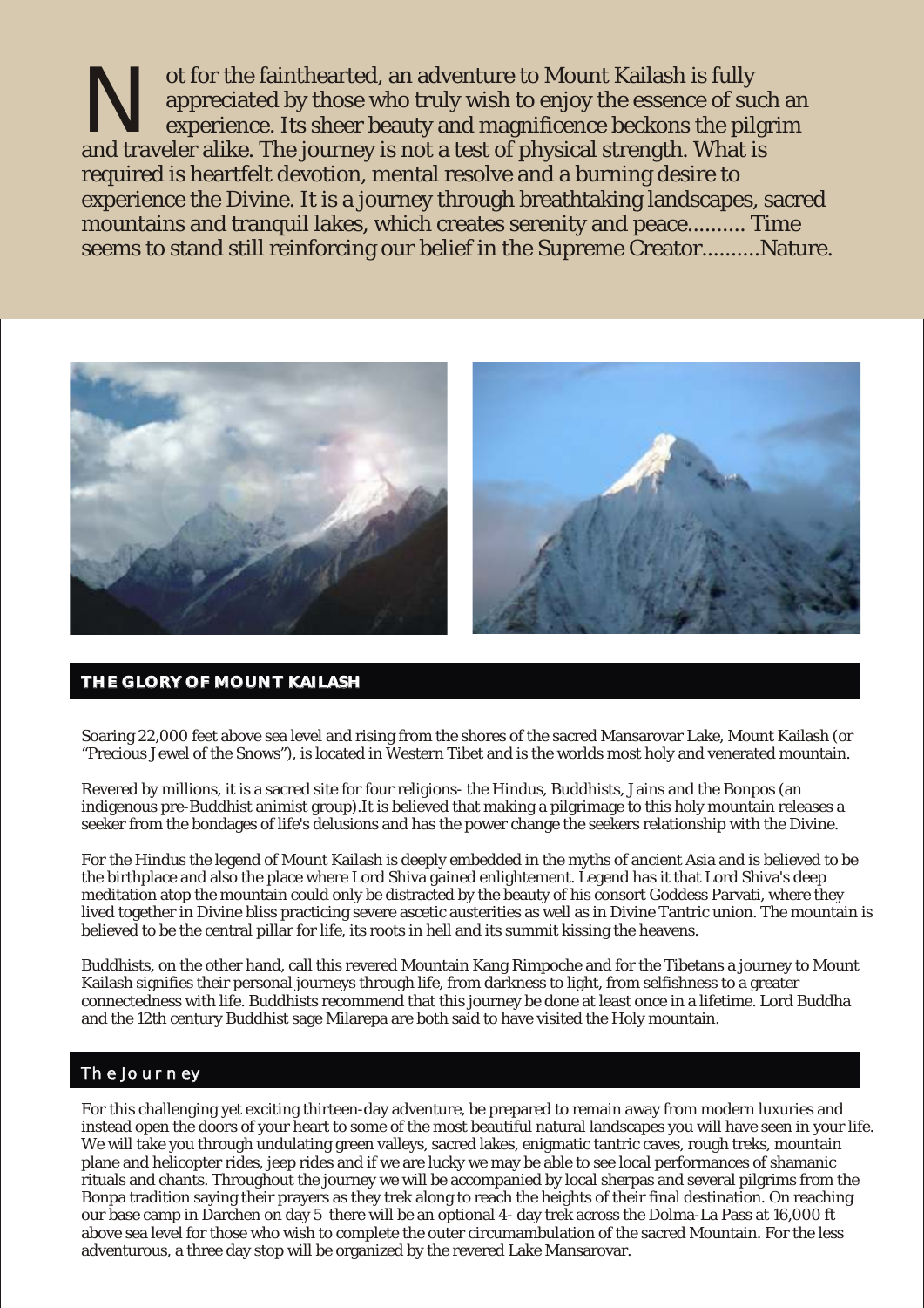Not for the fainthearted, an adventure to Mount Kailash is fully appreciated by those who truly wish to enjoy the essence of such an experience. Its sheer beauty and magnificence beckons the pilgrim and traveler alike. The journey is not a test of physical strength. What is required is heartfelt devotion, mental resolve and a burning desire to experience the Divine. It is a journey through breathtaking landscapes, sacred mountains and tranquil lakes, which creates serenity and peace.......... Time seems to stand still reinforcing our belief in the Supreme Creator..........Nature.

## THE GLORY OF MOUNT KAILASH

Soaring 22,000 feet above sea level and rising from the shores of the sacred Mansarovar Lake, Mount Kailash (or "Precious Jewel of the Snows"), is located in Western Tibet and is the worlds most holy and venerated mountain.

Revered by millions, it is a sacred site for four religions- the Hindus, Buddhists, Jains and the Bonpos (an indigenous pre-Buddhist animist group).It is believed that making a pilgrimage to this holy mountain releases a seeker from the bondages of life's delusions and has the power change the seekers relationship with the Divine.

For the Hindus the legend of Mount Kailash is deeply embedded in the myths of ancient Asia and is believed to be the birthplace and also the place where Lord Shiva gained enlightement. Legend has it that Lord Shiva's deep meditation atop the mountain could only be distracted by the beauty of his consort Goddess Parvati, where they lived together in Divine bliss practicing severe ascetic austerities as well as in Divine Tantric union. The mountain is believed to be the central pillar for life, its roots in hell and its summit kissing the heavens.

Buddhists, on the other hand, call this revered Mountain Kang Rimpoche and for the Tibetans a journey to Mount Kailash signifies their personal journeys through life, from darkness to light, from selfishness to a greater connectedness with life. Buddhists recommend that this journey be done at least once in a lifetime. Lord Buddha and the 12th century Buddhist sage Milarepa are both said to have visited the Holy mountain.

## The Journey

For this challenging yet exciting thirteen-day adventure, be prepared to remain away from modern luxuries and instead open the doors of your heart to some of the most beautiful natural landscapes you will have seen in your life. We will take you through undulating green valleys, sacred lakes, enigmatic tantric caves, rough treks, mountain plane and helicopter rides, jeep rides and if we are lucky we may be able to see local performances of shamanic rituals and chants. Throughout the journey we will be accompanied by local sherpas and several pilgrims from the Bonpa tradition saying their prayers as they trek along to reach the heights of their final destination. On reaching our base camp in Darchen on day 5 there will be an optional 4- day trek across the Dolma-La Pass at 16,000 ft above sea level for those who wish to complete the outer circumambulation of the sacred Mountain. For the less adventurous, a three day stop will be organized by the revered Lake Mansarovar.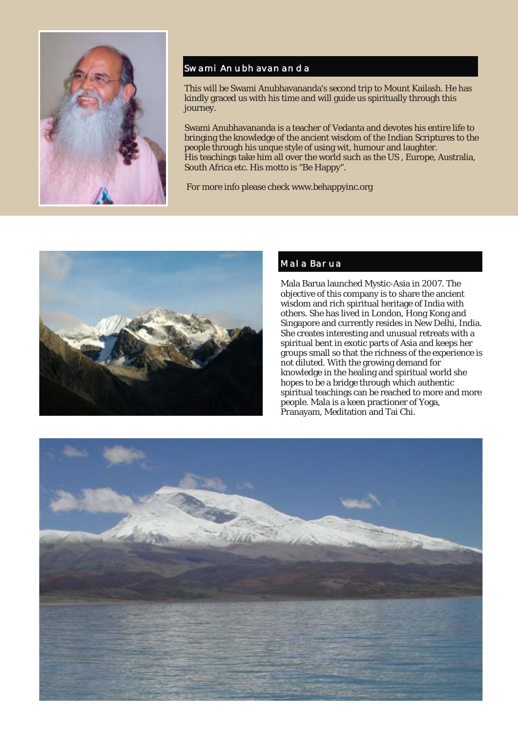## Swami Anubhavananda

This will be Swami Anubhavananda's second trip to Mount Kailash. He has kindly graced us with his time and will guide us spiritually through this journey.

Swami Anubhavananda is a teacher of Vedanta and devotes his entire life to bringing the knowledge of the ancient wisdom of the Indian Scriptures to the people through his unque style of using wit, humour and laughter.
His teachings take him all over the world such as the US , Europe, Australia, South Africa etc. His motto is "Be Happy".

For more info please check www.behappyinc.org

## Mala Barua

Mala Barua launched Mystic-Asia in 2007. The objective of this company is to share the ancient wisdom and rich spiritual heritage of India with others. She has lived in London, Hong Kong and Singapore and currently resides in New Delhi, India. She creates interesting and unusual retreats with a spiritual bent in exotic parts of Asia and keeps her groups small so that the richness of the experience is not diluted. With the growing demand for knowledge in the healing and spiritual world she hopes to be a bridge through which authentic spiritual teachings can be reached to more and more people. Mala is a keen practioner of Yoga, Pranayam, Meditation and Tai Chi.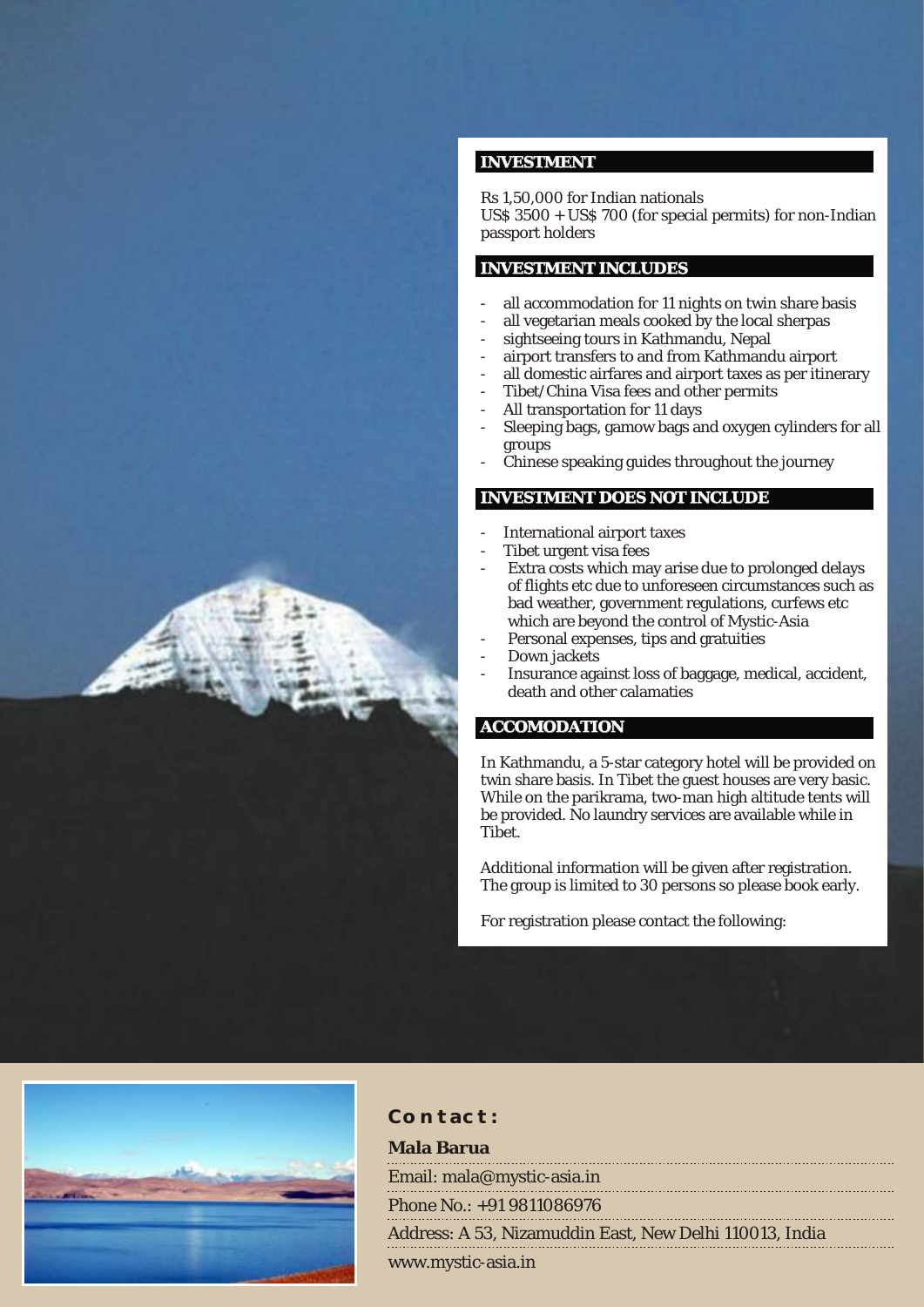## INVESTMENT

Rs 1,50,000 for Indian nationals
US$ 3500 + US$ 700 (for special permits) for non-Indian passport holders

## INVESTMENT INCLUDES

- all accommodation for 11 nights on twin share basis
- all vegetarian meals cooked by the local sherpas
- sightseeing tours in Kathmandu, Nepal
- airport transfers to and from Kathmandu airport
- all domestic airfares and airport taxes as per itinerary
- Tibet/China Visa fees and other permits
- All transportation for 11 days
- Sleeping bags, gamow bags and oxygen cylinders for all groups
- Chinese speaking guides throughout the journey

## INVESTMENT DOES NOT INCLUDE

- International airport taxes
- Tibet urgent visa fees
- Extra costs which may arise due to prolonged delays of flights etc due to unforeseen circumstances such as bad weather, government regulations, curfews etc which are beyond the control of Mystic-Asia
- Personal expenses, tips and gratuities
- Down jackets
- Insurance against loss of baggage, medical, accident, death and other calamaties

## ACCOMODATION

In Kathmandu, a 5-star category hotel will be provided on twin share basis. In Tibet the guest houses are very basic. While on the parikrama, two-man high altitude tents will be provided. No laundry services are available while in Tibet.

Additional information will be given after registration. The group is limited to 30 persons so please book early.

For registration please contact the following:

**Contact:**

**Mala Barua**

Email: mala@mystic-asia.in

Phone No.: +91 9811086976

Address: A 53, Nizamuddin East, New Delhi 110013, India

www.mystic-asia.in